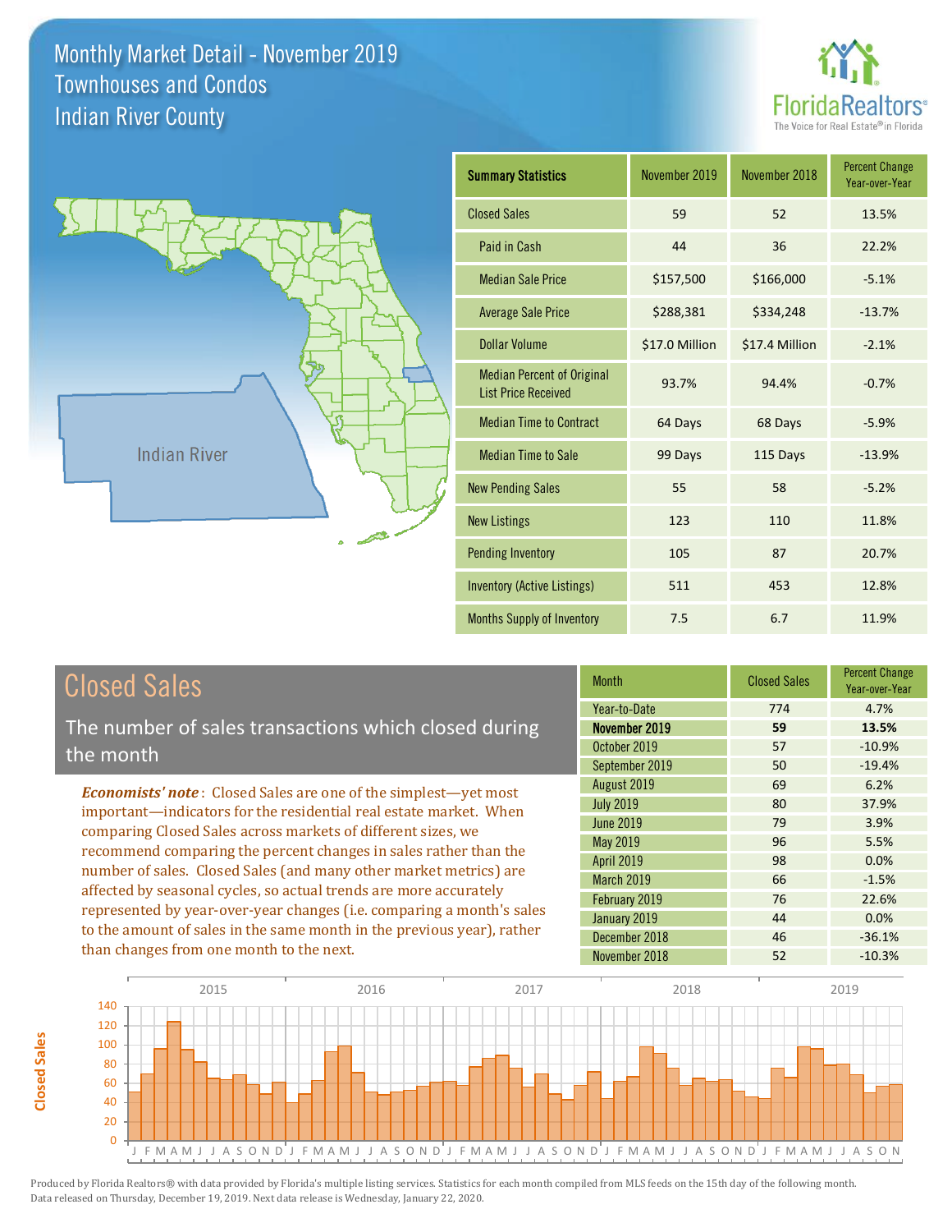# Monthly Market Detail - November 2019
## Townhouses and Condos
## Indian River County

| Summary Statistics | November 2019 | November 2018 | Percent Change Year-over-Year |
|---|---|---|---|
| Closed Sales | 59 | 52 | 13.5% |
| Paid in Cash | 44 | 36 | 22.2% |
| Median Sale Price | $157,500 | $166,000 | -5.1% |
| Average Sale Price | $288,381 | $334,248 | -13.7% |
| Dollar Volume | $17.0 Million | $17.4 Million | -2.1% |
| Median Percent of Original List Price Received | 93.7% | 94.4% | -0.7% |
| Median Time to Contract | 64 Days | 68 Days | -5.9% |
| Median Time to Sale | 99 Days | 115 Days | -13.9% |
| New Pending Sales | 55 | 58 | -5.2% |
| New Listings | 123 | 110 | 11.8% |
| Pending Inventory | 105 | 87 | 20.7% |
| Inventory (Active Listings) | 511 | 453 | 12.8% |
| Months Supply of Inventory | 7.5 | 6.7 | 11.9% |

## Closed Sales

The number of sales transactions which closed during the month

***Economists' note***: Closed Sales are one of the simplest—yet most important—indicators for the residential real estate market. When comparing Closed Sales across markets of different sizes, we recommend comparing the percent changes in sales rather than the number of sales. Closed Sales (and many other market metrics) are affected by seasonal cycles, so actual trends are more accurately represented by year-over-year changes (i.e. comparing a month's sales to the amount of sales in the same month in the previous year), rather than changes from one month to the next.

| Month | Closed Sales | Percent Change Year-over-Year |
|---|---|---|
| Year-to-Date | 774 | 4.7% |
| **November 2019** | **59** | **13.5%** |
| October 2019 | 57 | -10.9% |
| September 2019 | 50 | -19.4% |
| August 2019 | 69 | 6.2% |
| July 2019 | 80 | 37.9% |
| June 2019 | 79 | 3.9% |
| May 2019 | 96 | 5.5% |
| April 2019 | 98 | 0.0% |
| March 2019 | 66 | -1.5% |
| February 2019 | 76 | 22.6% |
| January 2019 | 44 | 0.0% |
| December 2018 | 46 | -36.1% |
| November 2018 | 52 | -10.3% |

Produced by Florida Realtors® with data provided by Florida's multiple listing services. Statistics for each month compiled from MLS feeds on the 15th day of the following month. Data released on Thursday, December 19, 2019. Next data release is Wednesday, January 22, 2020.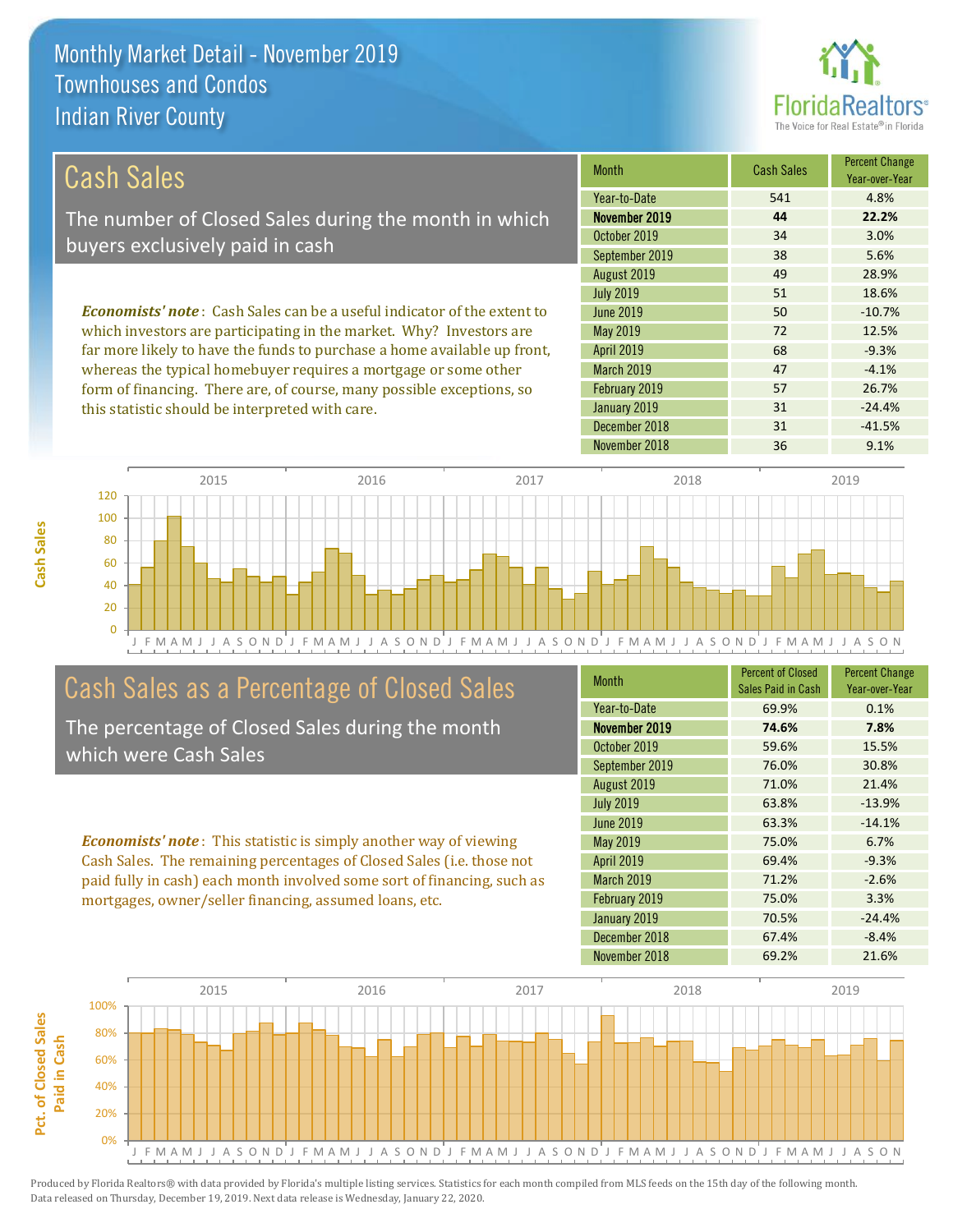# Monthly Market Detail - November 2019
## Townhouses and Condos
## Indian River County

## Cash Sales

The number of Closed Sales during the month in which buyers exclusively paid in cash

*Economists' note*: Cash Sales can be a useful indicator of the extent to which investors are participating in the market. Why? Investors are far more likely to have the funds to purchase a home available up front, whereas the typical homebuyer requires a mortgage or some other form of financing. There are, of course, many possible exceptions, so this statistic should be interpreted with care.

| Month | Cash Sales | Percent Change Year-over-Year |
|---|---|---|
| Year-to-Date | 541 | 4.8% |
| **November 2019** | **44** | **22.2%** |
| October 2019 | 34 | 3.0% |
| September 2019 | 38 | 5.6% |
| August 2019 | 49 | 28.9% |
| July 2019 | 51 | 18.6% |
| June 2019 | 50 | -10.7% |
| May 2019 | 72 | 12.5% |
| April 2019 | 68 | -9.3% |
| March 2019 | 47 | -4.1% |
| February 2019 | 57 | 26.7% |
| January 2019 | 31 | -24.4% |
| December 2018 | 31 | -41.5% |
| November 2018 | 36 | 9.1% |

## Cash Sales as a Percentage of Closed Sales

The percentage of Closed Sales during the month which were Cash Sales

*Economists' note*: This statistic is simply another way of viewing Cash Sales. The remaining percentages of Closed Sales (i.e. those not paid fully in cash) each month involved some sort of financing, such as mortgages, owner/seller financing, assumed loans, etc.

| Month | Percent of Closed Sales Paid in Cash | Percent Change Year-over-Year |
|---|---|---|
| Year-to-Date | 69.9% | 0.1% |
| **November 2019** | **74.6%** | **7.8%** |
| October 2019 | 59.6% | 15.5% |
| September 2019 | 76.0% | 30.8% |
| August 2019 | 71.0% | 21.4% |
| July 2019 | 63.8% | -13.9% |
| June 2019 | 63.3% | -14.1% |
| May 2019 | 75.0% | 6.7% |
| April 2019 | 69.4% | -9.3% |
| March 2019 | 71.2% | -2.6% |
| February 2019 | 75.0% | 3.3% |
| January 2019 | 70.5% | -24.4% |
| December 2018 | 67.4% | -8.4% |
| November 2018 | 69.2% | 21.6% |

Produced by Florida Realtors® with data provided by Florida's multiple listing services. Statistics for each month compiled from MLS feeds on the 15th day of the following month. Data released on Thursday, December 19, 2019. Next data release is Wednesday, January 22, 2020.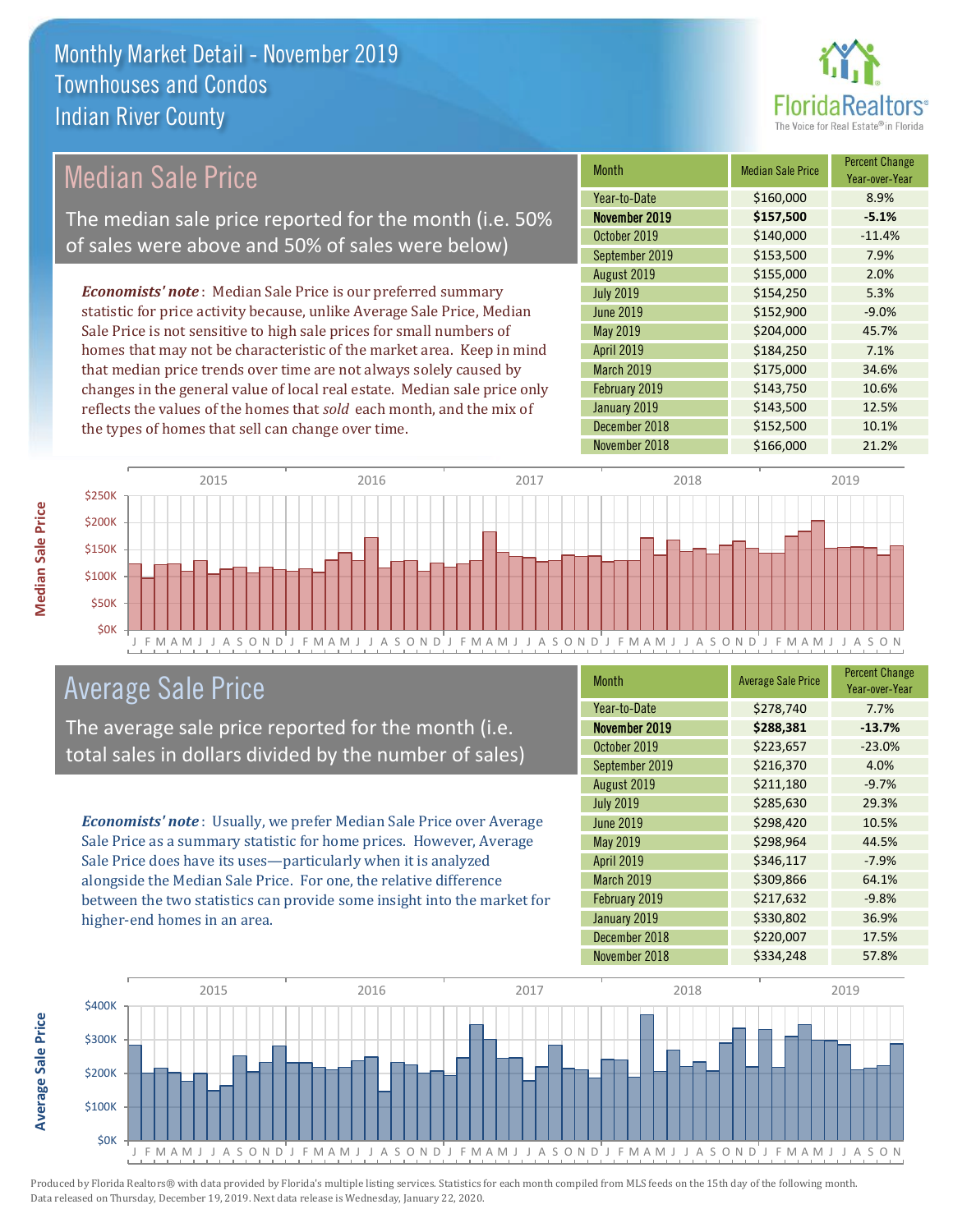# Monthly Market Detail - November 2019
## Townhouses and Condos
## Indian River County

## Median Sale Price

The median sale price reported for the month (i.e. 50% of sales were above and 50% of sales were below)

*Economists' note*: Median Sale Price is our preferred summary statistic for price activity because, unlike Average Sale Price, Median Sale Price is not sensitive to high sale prices for small numbers of homes that may not be characteristic of the market area. Keep in mind that median price trends over time are not always solely caused by changes in the general value of local real estate. Median sale price only reflects the values of the homes that *sold* each month, and the mix of the types of homes that sell can change over time.

| Month | Median Sale Price | Percent Change Year-over-Year |
|---|---|---|
| Year-to-Date | $160,000 | 8.9% |
| **November 2019** | **$157,500** | **-5.1%** |
| October 2019 | $140,000 | -11.4% |
| September 2019 | $153,500 | 7.9% |
| August 2019 | $155,000 | 2.0% |
| July 2019 | $154,250 | 5.3% |
| June 2019 | $152,900 | -9.0% |
| May 2019 | $204,000 | 45.7% |
| April 2019 | $184,250 | 7.1% |
| March 2019 | $175,000 | 34.6% |
| February 2019 | $143,750 | 10.6% |
| January 2019 | $143,500 | 12.5% |
| December 2018 | $152,500 | 10.1% |
| November 2018 | $166,000 | 21.2% |

## Average Sale Price

The average sale price reported for the month (i.e. total sales in dollars divided by the number of sales)

*Economists' note*: Usually, we prefer Median Sale Price over Average Sale Price as a summary statistic for home prices. However, Average Sale Price does have its uses—particularly when it is analyzed alongside the Median Sale Price. For one, the relative difference between the two statistics can provide some insight into the market for higher-end homes in an area.

| Month | Average Sale Price | Percent Change Year-over-Year |
|---|---|---|
| Year-to-Date | $278,740 | 7.7% |
| **November 2019** | **$288,381** | **-13.7%** |
| October 2019 | $223,657 | -23.0% |
| September 2019 | $216,370 | 4.0% |
| August 2019 | $211,180 | -9.7% |
| July 2019 | $285,630 | 29.3% |
| June 2019 | $298,420 | 10.5% |
| May 2019 | $298,964 | 44.5% |
| April 2019 | $346,117 | -7.9% |
| March 2019 | $309,866 | 64.1% |
| February 2019 | $217,632 | -9.8% |
| January 2019 | $330,802 | 36.9% |
| December 2018 | $220,007 | 17.5% |
| November 2018 | $334,248 | 57.8% |

Produced by Florida Realtors® with data provided by Florida's multiple listing services. Statistics for each month compiled from MLS feeds on the 15th day of the following month. Data released on Thursday, December 19, 2019. Next data release is Wednesday, January 22, 2020.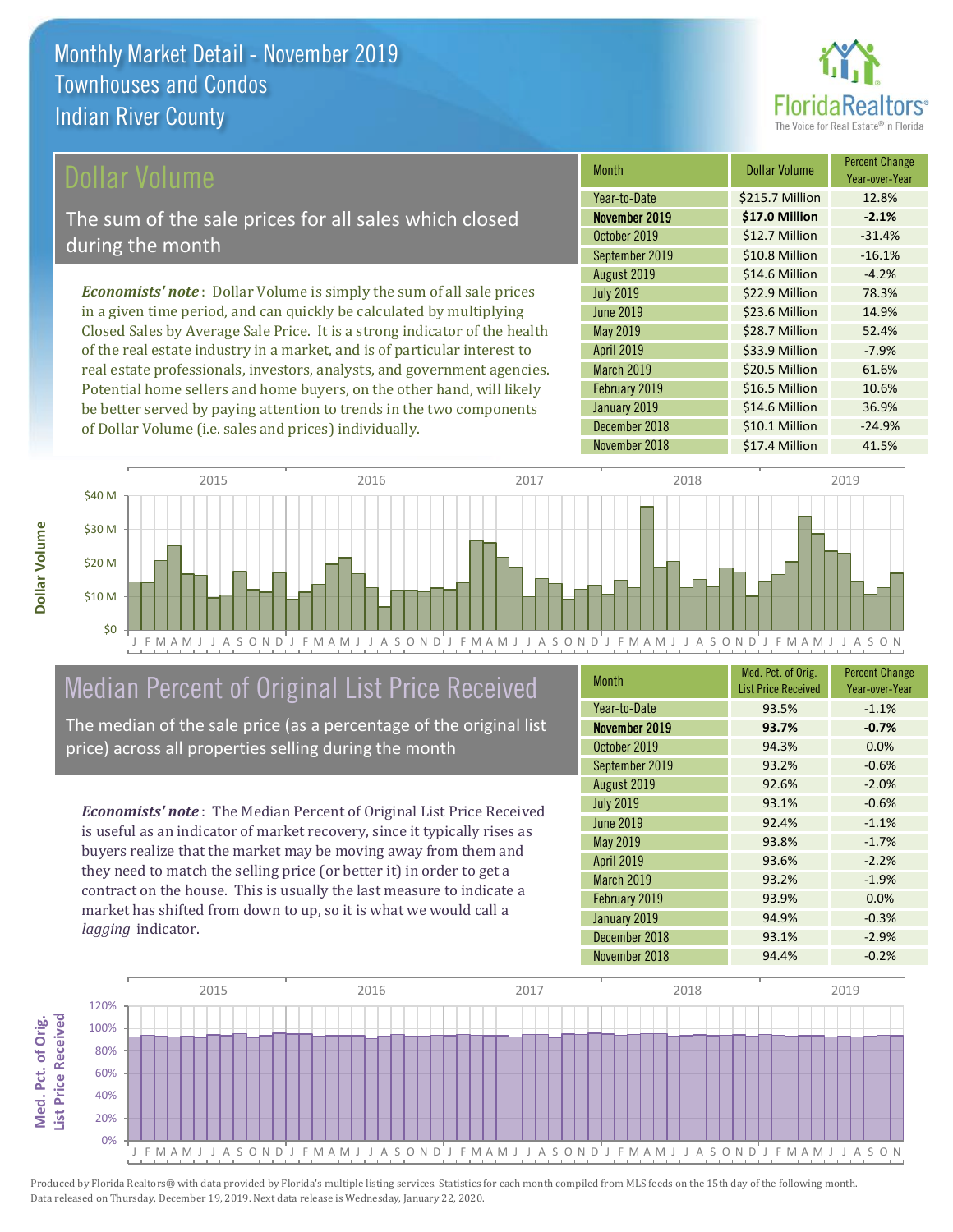# Monthly Market Detail - November 2019
## Townhouses and Condos
## Indian River County

## Dollar Volume

The sum of the sale prices for all sales which closed during the month

*Economists' note*: Dollar Volume is simply the sum of all sale prices in a given time period, and can quickly be calculated by multiplying Closed Sales by Average Sale Price. It is a strong indicator of the health of the real estate industry in a market, and is of particular interest to real estate professionals, investors, analysts, and government agencies. Potential home sellers and home buyers, on the other hand, will likely be better served by paying attention to trends in the two components of Dollar Volume (i.e. sales and prices) individually.

| Month | Dollar Volume | Percent Change Year-over-Year |
|---|---|---|
| Year-to-Date | $215.7 Million | 12.8% |
| **November 2019** | **$17.0 Million** | **-2.1%** |
| October 2019 | $12.7 Million | -31.4% |
| September 2019 | $10.8 Million | -16.1% |
| August 2019 | $14.6 Million | -4.2% |
| July 2019 | $22.9 Million | 78.3% |
| June 2019 | $23.6 Million | 14.9% |
| May 2019 | $28.7 Million | 52.4% |
| April 2019 | $33.9 Million | -7.9% |
| March 2019 | $20.5 Million | 61.6% |
| February 2019 | $16.5 Million | 10.6% |
| January 2019 | $14.6 Million | 36.9% |
| December 2018 | $10.1 Million | -24.9% |
| November 2018 | $17.4 Million | 41.5% |

## Median Percent of Original List Price Received

The median of the sale price (as a percentage of the original list price) across all properties selling during the month

*Economists' note*: The Median Percent of Original List Price Received is useful as an indicator of market recovery, since it typically rises as buyers realize that the market may be moving away from them and they need to match the selling price (or better it) in order to get a contract on the house. This is usually the last measure to indicate a market has shifted from down to up, so it is what we would call a *lagging* indicator.

| Month | Med. Pct. of Orig. List Price Received | Percent Change Year-over-Year |
|---|---|---|
| Year-to-Date | 93.5% | -1.1% |
| **November 2019** | **93.7%** | **-0.7%** |
| October 2019 | 94.3% | 0.0% |
| September 2019 | 93.2% | -0.6% |
| August 2019 | 92.6% | -2.0% |
| July 2019 | 93.1% | -0.6% |
| June 2019 | 92.4% | -1.1% |
| May 2019 | 93.8% | -1.7% |
| April 2019 | 93.6% | -2.2% |
| March 2019 | 93.2% | -1.9% |
| February 2019 | 93.9% | 0.0% |
| January 2019 | 94.9% | -0.3% |
| December 2018 | 93.1% | -2.9% |
| November 2018 | 94.4% | -0.2% |

Produced by Florida Realtors® with data provided by Florida's multiple listing services. Statistics for each month compiled from MLS feeds on the 15th day of the following month. Data released on Thursday, December 19, 2019. Next data release is Wednesday, January 22, 2020.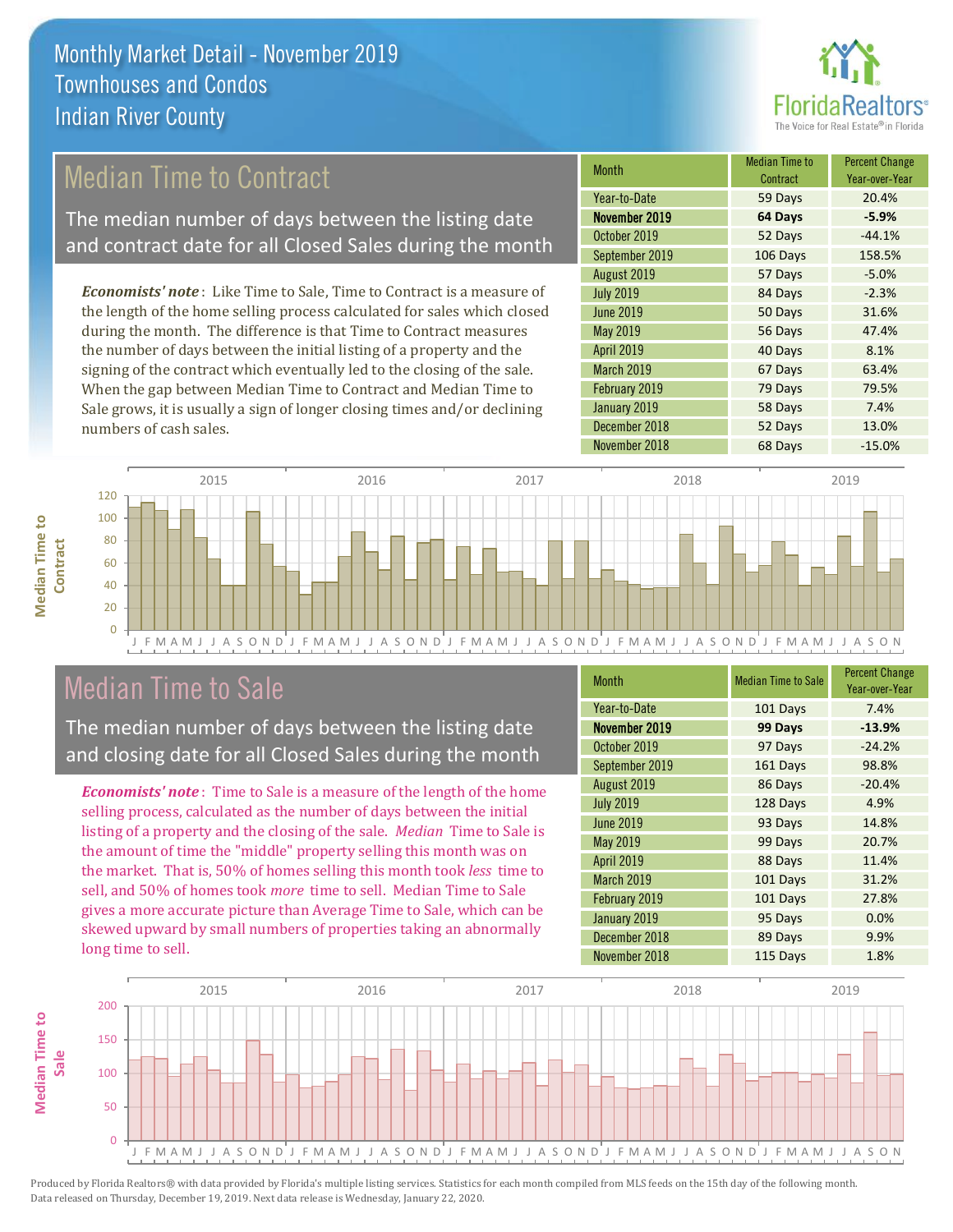# Monthly Market Detail - November 2019
## Townhouses and Condos
## Indian River County

## Median Time to Contract

The median number of days between the listing date and contract date for all Closed Sales during the month

*Economists' note*: Like Time to Sale, Time to Contract is a measure of the length of the home selling process calculated for sales which closed during the month. The difference is that Time to Contract measures the number of days between the initial listing of a property and the signing of the contract which eventually led to the closing of the sale. When the gap between Median Time to Contract and Median Time to Sale grows, it is usually a sign of longer closing times and/or declining numbers of cash sales.

| Month | Median Time to Contract | Percent Change Year-over-Year |
|---|---|---|
| Year-to-Date | 59 Days | 20.4% |
| **November 2019** | **64 Days** | **-5.9%** |
| October 2019 | 52 Days | -44.1% |
| September 2019 | 106 Days | 158.5% |
| August 2019 | 57 Days | -5.0% |
| July 2019 | 84 Days | -2.3% |
| June 2019 | 50 Days | 31.6% |
| May 2019 | 56 Days | 47.4% |
| April 2019 | 40 Days | 8.1% |
| March 2019 | 67 Days | 63.4% |
| February 2019 | 79 Days | 79.5% |
| January 2019 | 58 Days | 7.4% |
| December 2018 | 52 Days | 13.0% |
| November 2018 | 68 Days | -15.0% |

## Median Time to Sale

The median number of days between the listing date and closing date for all Closed Sales during the month

*Economists' note*: Time to Sale is a measure of the length of the home selling process, calculated as the number of days between the initial listing of a property and the closing of the sale. *Median* Time to Sale is the amount of time the "middle" property selling this month was on the market. That is, 50% of homes selling this month took *less* time to sell, and 50% of homes took *more* time to sell. Median Time to Sale gives a more accurate picture than Average Time to Sale, which can be skewed upward by small numbers of properties taking an abnormally long time to sell.

| Month | Median Time to Sale | Percent Change Year-over-Year |
|---|---|---|
| Year-to-Date | 101 Days | 7.4% |
| **November 2019** | **99 Days** | **-13.9%** |
| October 2019 | 97 Days | -24.2% |
| September 2019 | 161 Days | 98.8% |
| August 2019 | 86 Days | -20.4% |
| July 2019 | 128 Days | 4.9% |
| June 2019 | 93 Days | 14.8% |
| May 2019 | 99 Days | 20.7% |
| April 2019 | 88 Days | 11.4% |
| March 2019 | 101 Days | 31.2% |
| February 2019 | 101 Days | 27.8% |
| January 2019 | 95 Days | 0.0% |
| December 2018 | 89 Days | 9.9% |
| November 2018 | 115 Days | 1.8% |

Produced by Florida Realtors® with data provided by Florida's multiple listing services. Statistics for each month compiled from MLS feeds on the 15th day of the following month. Data released on Thursday, December 19, 2019. Next data release is Wednesday, January 22, 2020.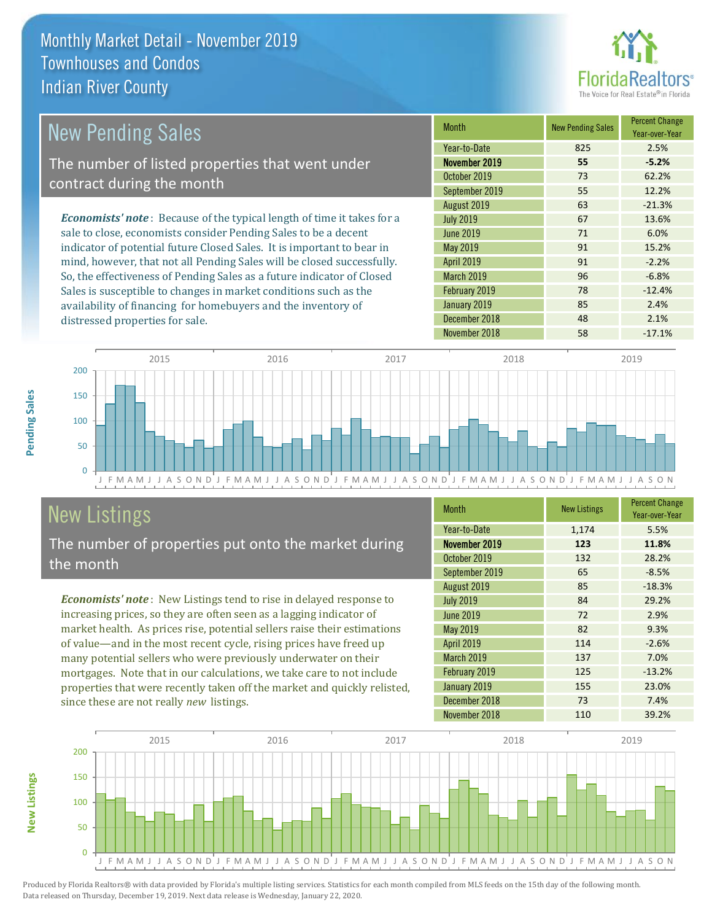Monthly Market Detail - November 2019
Townhouses and Condos
Indian River County

## New Pending Sales

The number of listed properties that went under contract during the month

*Economists' note*: Because of the typical length of time it takes for a sale to close, economists consider Pending Sales to be a decent indicator of potential future Closed Sales. It is important to bear in mind, however, that not all Pending Sales will be closed successfully. So, the effectiveness of Pending Sales as a future indicator of Closed Sales is susceptible to changes in market conditions such as the availability of financing for homebuyers and the inventory of distressed properties for sale.

| Month | New Pending Sales | Percent Change Year-over-Year |
|---|---|---|
| Year-to-Date | 825 | 2.5% |
| **November 2019** | **55** | **-5.2%** |
| October 2019 | 73 | 62.2% |
| September 2019 | 55 | 12.2% |
| August 2019 | 63 | -21.3% |
| July 2019 | 67 | 13.6% |
| June 2019 | 71 | 6.0% |
| May 2019 | 91 | 15.2% |
| April 2019 | 91 | -2.2% |
| March 2019 | 96 | -6.8% |
| February 2019 | 78 | -12.4% |
| January 2019 | 85 | 2.4% |
| December 2018 | 48 | 2.1% |
| November 2018 | 58 | -17.1% |

## New Listings

The number of properties put onto the market during the month

*Economists' note*: New Listings tend to rise in delayed response to increasing prices, so they are often seen as a lagging indicator of market health. As prices rise, potential sellers raise their estimations of value—and in the most recent cycle, rising prices have freed up many potential sellers who were previously underwater on their mortgages. Note that in our calculations, we take care to not include properties that were recently taken off the market and quickly relisted, since these are not really *new* listings.

| Month | New Listings | Percent Change Year-over-Year |
|---|---|---|
| Year-to-Date | 1,174 | 5.5% |
| **November 2019** | **123** | **11.8%** |
| October 2019 | 132 | 28.2% |
| September 2019 | 65 | -8.5% |
| August 2019 | 85 | -18.3% |
| July 2019 | 84 | 29.2% |
| June 2019 | 72 | 2.9% |
| May 2019 | 82 | 9.3% |
| April 2019 | 114 | -2.6% |
| March 2019 | 137 | 7.0% |
| February 2019 | 125 | -13.2% |
| January 2019 | 155 | 23.0% |
| December 2018 | 73 | 7.4% |
| November 2018 | 110 | 39.2% |

Produced by Florida Realtors® with data provided by Florida's multiple listing services. Statistics for each month compiled from MLS feeds on the 15th day of the following month. Data released on Thursday, December 19, 2019. Next data release is Wednesday, January 22, 2020.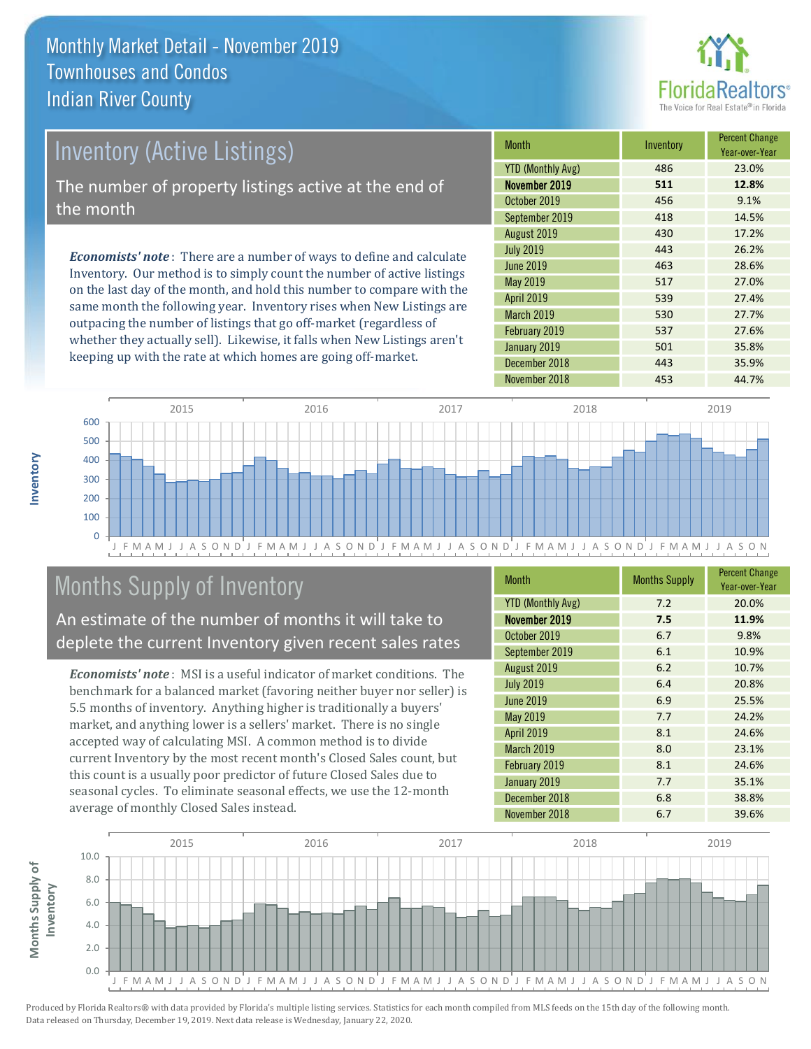# Monthly Market Detail - November 2019
## Townhouses and Condos
## Indian River County

## Inventory (Active Listings)

The number of property listings active at the end of the month

*Economists' note*: There are a number of ways to define and calculate Inventory. Our method is to simply count the number of active listings on the last day of the month, and hold this number to compare with the same month the following year. Inventory rises when New Listings are outpacing the number of listings that go off-market (regardless of whether they actually sell). Likewise, it falls when New Listings aren't keeping up with the rate at which homes are going off-market.

| Month | Inventory | Percent Change Year-over-Year |
|---|---|---|
| YTD (Monthly Avg) | 486 | 23.0% |
| **November 2019** | **511** | **12.8%** |
| October 2019 | 456 | 9.1% |
| September 2019 | 418 | 14.5% |
| August 2019 | 430 | 17.2% |
| July 2019 | 443 | 26.2% |
| June 2019 | 463 | 28.6% |
| May 2019 | 517 | 27.0% |
| April 2019 | 539 | 27.4% |
| March 2019 | 530 | 27.7% |
| February 2019 | 537 | 27.6% |
| January 2019 | 501 | 35.8% |
| December 2018 | 443 | 35.9% |
| November 2018 | 453 | 44.7% |

## Months Supply of Inventory

An estimate of the number of months it will take to deplete the current Inventory given recent sales rates

*Economists' note*: MSI is a useful indicator of market conditions. The benchmark for a balanced market (favoring neither buyer nor seller) is 5.5 months of inventory. Anything higher is traditionally a buyers' market, and anything lower is a sellers' market. There is no single accepted way of calculating MSI. A common method is to divide current Inventory by the most recent month's Closed Sales count, but this count is a usually poor predictor of future Closed Sales due to seasonal cycles. To eliminate seasonal effects, we use the 12-month average of monthly Closed Sales instead.

| Month | Months Supply | Percent Change Year-over-Year |
|---|---|---|
| YTD (Monthly Avg) | 7.2 | 20.0% |
| **November 2019** | **7.5** | **11.9%** |
| October 2019 | 6.7 | 9.8% |
| September 2019 | 6.1 | 10.9% |
| August 2019 | 6.2 | 10.7% |
| July 2019 | 6.4 | 20.8% |
| June 2019 | 6.9 | 25.5% |
| May 2019 | 7.7 | 24.2% |
| April 2019 | 8.1 | 24.6% |
| March 2019 | 8.0 | 23.1% |
| February 2019 | 8.1 | 24.6% |
| January 2019 | 7.7 | 35.1% |
| December 2018 | 6.8 | 38.8% |
| November 2018 | 6.7 | 39.6% |

Produced by Florida Realtors® with data provided by Florida's multiple listing services. Statistics for each month compiled from MLS feeds on the 15th day of the following month. Data released on Thursday, December 19, 2019. Next data release is Wednesday, January 22, 2020.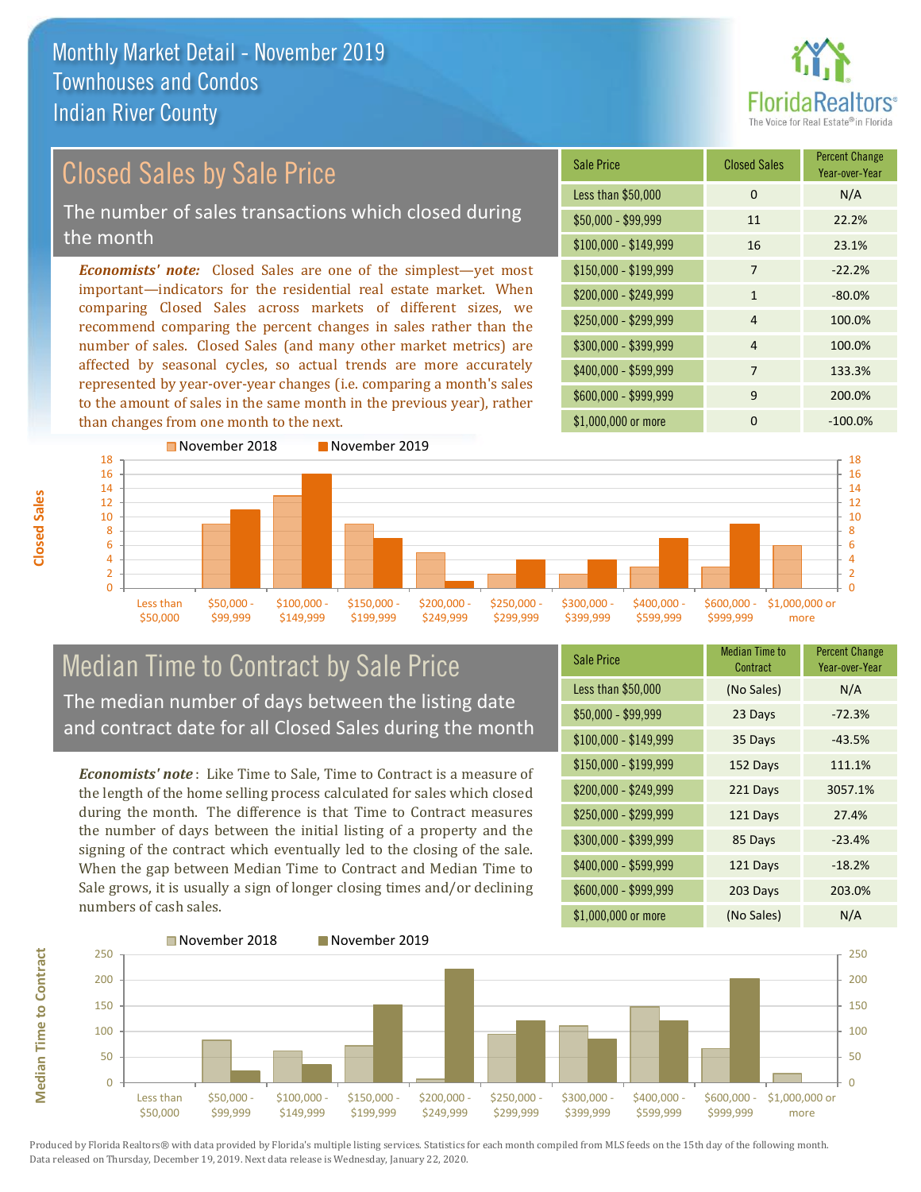# Monthly Market Detail - November 2019
## Townhouses and Condos
## Indian River County

## Closed Sales by Sale Price

The number of sales transactions which closed during the month

***Economists' note:*** Closed Sales are one of the simplest—yet most important—indicators for the residential real estate market. When comparing Closed Sales across markets of different sizes, we recommend comparing the percent changes in sales rather than the number of sales. Closed Sales (and many other market metrics) are affected by seasonal cycles, so actual trends are more accurately represented by year-over-year changes (i.e. comparing a month's sales to the amount of sales in the same month in the previous year), rather than changes from one month to the next.

| Sale Price | Closed Sales | Percent Change Year-over-Year |
|---|---|---|
| Less than $50,000 | 0 | N/A |
| $50,000 - $99,999 | 11 | 22.2% |
| $100,000 - $149,999 | 16 | 23.1% |
| $150,000 - $199,999 | 7 | -22.2% |
| $200,000 - $249,999 | 1 | -80.0% |
| $250,000 - $299,999 | 4 | 100.0% |
| $300,000 - $399,999 | 4 | 100.0% |
| $400,000 - $599,999 | 7 | 133.3% |
| $600,000 - $999,999 | 9 | 200.0% |
| $1,000,000 or more | 0 | -100.0% |

## Median Time to Contract by Sale Price

The median number of days between the listing date and contract date for all Closed Sales during the month

***Economists' note*** : Like Time to Sale, Time to Contract is a measure of the length of the home selling process calculated for sales which closed during the month. The difference is that Time to Contract measures the number of days between the initial listing of a property and the signing of the contract which eventually led to the closing of the sale. When the gap between Median Time to Contract and Median Time to Sale grows, it is usually a sign of longer closing times and/or declining numbers of cash sales.

| Sale Price | Median Time to Contract | Percent Change Year-over-Year |
|---|---|---|
| Less than $50,000 | (No Sales) | N/A |
| $50,000 - $99,999 | 23 Days | -72.3% |
| $100,000 - $149,999 | 35 Days | -43.5% |
| $150,000 - $199,999 | 152 Days | 111.1% |
| $200,000 - $249,999 | 221 Days | 3057.1% |
| $250,000 - $299,999 | 121 Days | 27.4% |
| $300,000 - $399,999 | 85 Days | -23.4% |
| $400,000 - $599,999 | 121 Days | -18.2% |
| $600,000 - $999,999 | 203 Days | 203.0% |
| $1,000,000 or more | (No Sales) | N/A |

Produced by Florida Realtors® with data provided by Florida's multiple listing services. Statistics for each month compiled from MLS feeds on the 15th day of the following month. Data released on Thursday, December 19, 2019. Next data release is Wednesday, January 22, 2020.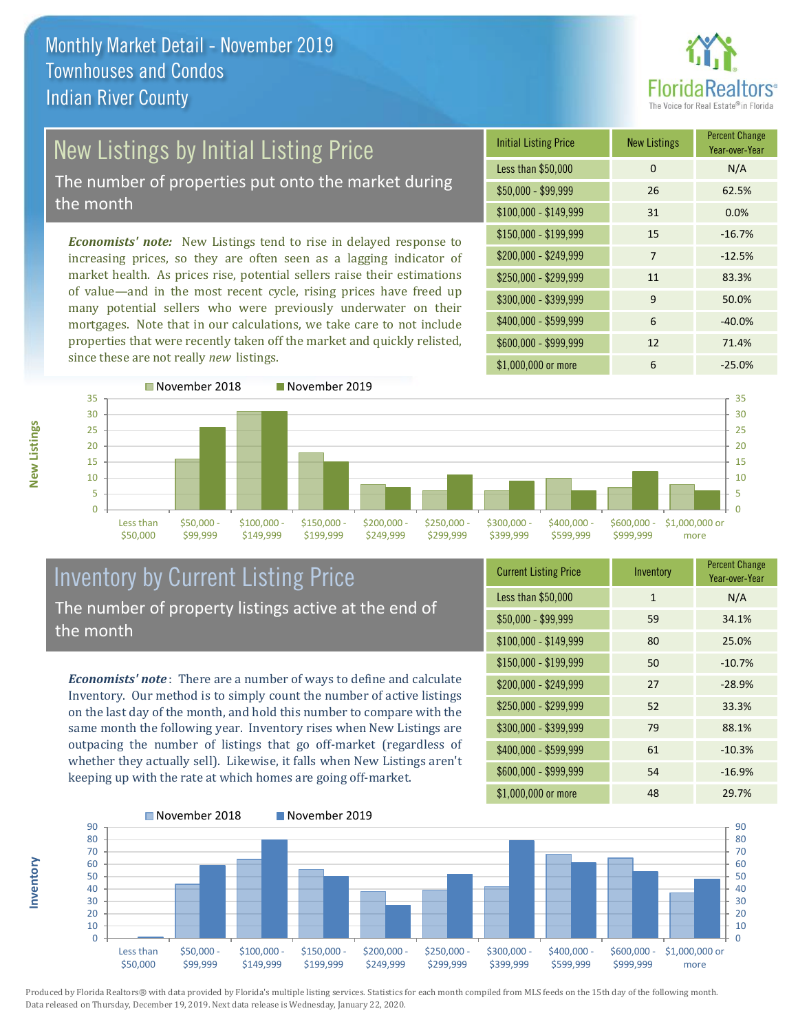# Monthly Market Detail - November 2019
## Townhouses and Condos
## Indian River County

## New Listings by Initial Listing Price

The number of properties put onto the market during the month

*Economists' note:* New Listings tend to rise in delayed response to increasing prices, so they are often seen as a lagging indicator of market health. As prices rise, potential sellers raise their estimations of value—and in the most recent cycle, rising prices have freed up many potential sellers who were previously underwater on their mortgages. Note that in our calculations, we take care to not include properties that were recently taken off the market and quickly relisted, since these are not really *new* listings.

| Initial Listing Price | New Listings | Percent Change Year-over-Year |
|---|---|---|
| Less than $50,000 | 0 | N/A |
| $50,000 - $99,999 | 26 | 62.5% |
| $100,000 - $149,999 | 31 | 0.0% |
| $150,000 - $199,999 | 15 | -16.7% |
| $200,000 - $249,999 | 7 | -12.5% |
| $250,000 - $299,999 | 11 | 83.3% |
| $300,000 - $399,999 | 9 | 50.0% |
| $400,000 - $599,999 | 6 | -40.0% |
| $600,000 - $999,999 | 12 | 71.4% |
| $1,000,000 or more | 6 | -25.0% |

## Inventory by Current Listing Price

The number of property listings active at the end of the month

*Economists' note*: There are a number of ways to define and calculate Inventory. Our method is to simply count the number of active listings on the last day of the month, and hold this number to compare with the same month the following year. Inventory rises when New Listings are outpacing the number of listings that go off-market (regardless of whether they actually sell). Likewise, it falls when New Listings aren't keeping up with the rate at which homes are going off-market.

| Current Listing Price | Inventory | Percent Change Year-over-Year |
|---|---|---|
| Less than $50,000 | 1 | N/A |
| $50,000 - $99,999 | 59 | 34.1% |
| $100,000 - $149,999 | 80 | 25.0% |
| $150,000 - $199,999 | 50 | -10.7% |
| $200,000 - $249,999 | 27 | -28.9% |
| $250,000 - $299,999 | 52 | 33.3% |
| $300,000 - $399,999 | 79 | 88.1% |
| $400,000 - $599,999 | 61 | -10.3% |
| $600,000 - $999,999 | 54 | -16.9% |
| $1,000,000 or more | 48 | 29.7% |

Produced by Florida Realtors® with data provided by Florida's multiple listing services. Statistics for each month compiled from MLS feeds on the 15th day of the following month. Data released on Thursday, December 19, 2019. Next data release is Wednesday, January 22, 2020.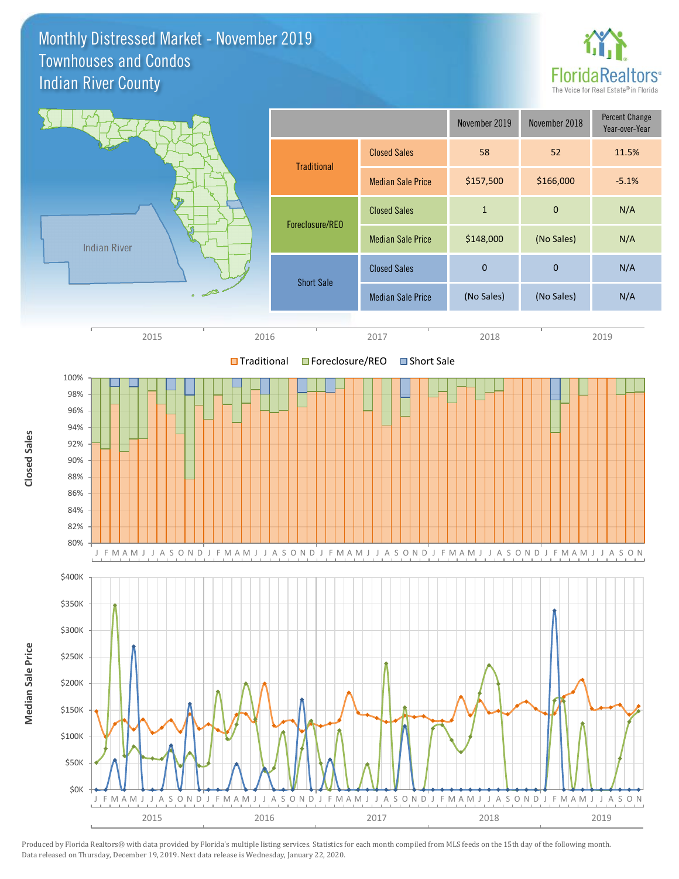# Monthly Distressed Market - November 2019
## Townhouses and Condos
## Indian River County

FloridaRealtors®
The Voice for Real Estate® in Florida

Indian River

| | | November 2019 | November 2018 | Percent Change Year-over-Year |
|---|---|---|---|---|
| Traditional | Closed Sales | 58 | 52 | 11.5% |
| | Median Sale Price | $157,500 | $166,000 | -5.1% |
| Foreclosure/REO | Closed Sales | 1 | 0 | N/A |
| | Median Sale Price | $148,000 | (No Sales) | N/A |
| Short Sale | Closed Sales | 0 | 0 | N/A |
| | Median Sale Price | (No Sales) | (No Sales) | N/A |

2015 2016 2017 2018 2019

Traditional Foreclosure/REO Short Sale

Closed Sales

100%
98%
96%
94%
92%
90%
88%
86%
84%
82%
80%

J F M A M J J A S O N D J F M A M J J A S O N D J F M A M J J A S O N D J F M A M J J A S O N D J F M A M J J A S O N

Median Sale Price

$400K
$350K
$300K
$250K
$200K
$150K
$100K
$50K
$0K

J F M A M J J A S O N D J F M A M J J A S O N D J F M A M J J A S O N D J F M A M J J A S O N D J F M A M J J A S O N

2015 2016 2017 2018 2019

Produced by Florida Realtors® with data provided by Florida's multiple listing services. Statistics for each month compiled from MLS feeds on the 15th day of the following month.
Data released on Thursday, December 19, 2019. Next data release is Wednesday, January 22, 2020.